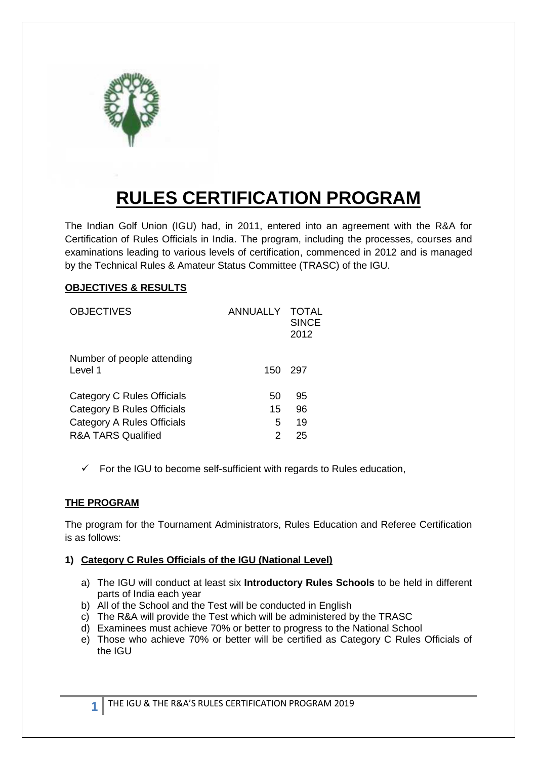# RULES CERTIFICATION PROGRAM

The Indian Golf Union (IGU) had, in 2011, entered into an agreement with the R&A for Certification of Rules Officials in India. The program, including the processes, courses and examinations leading to various levels of certification, commenced in 2012 and is managed by the Technical Rules & Amateur Status Committee (TRASC) of the IGU.

## OBJECTIVES & RESULTS

| OBJECTIVES | ANNUALLY | TOTAL SINCE 2012 |
|---|---|---|
| Number of people attending Level 1 | 150 | 297 |
| Category C Rules Officials | 50 | 95 |
| Category B Rules Officials | 15 | 96 |
| Category A Rules Officials | 5 | 19 |
| R&A TARS Qualified | 2 | 25 |

- ✓ For the IGU to become self-sufficient with regards to Rules education,

## THE PROGRAM

The program for the Tournament Administrators, Rules Education and Referee Certification is as follows:

### 1) Category C Rules Officials of the IGU (National Level)

a) The IGU will conduct at least six **Introductory Rules Schools** to be held in different parts of India each year
b) All of the School and the Test will be conducted in English
c) The R&A will provide the Test which will be administered by the TRASC
d) Examinees must achieve 70% or better to progress to the National School
e) Those who achieve 70% or better will be certified as Category C Rules Officials of the IGU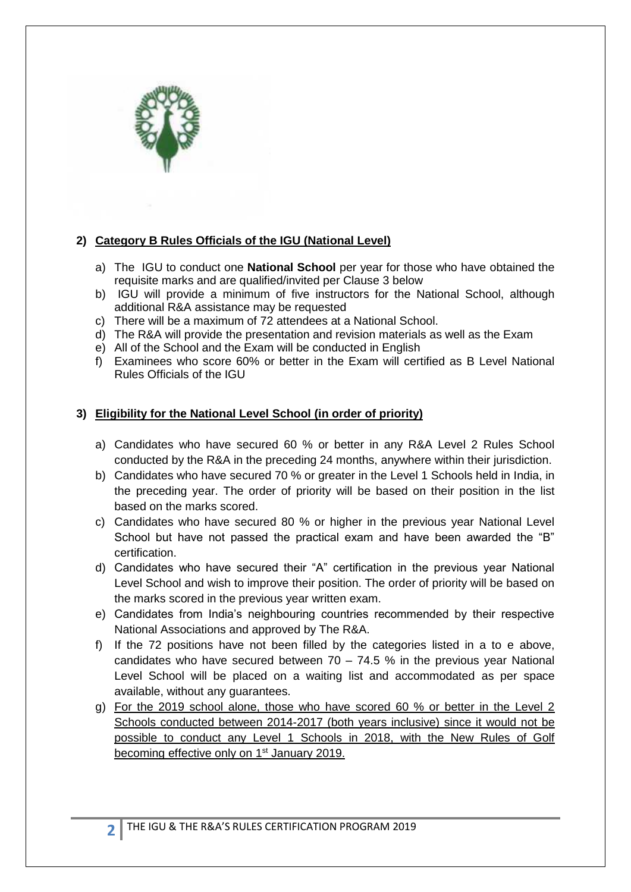## 2) Category B Rules Officials of the IGU (National Level)

a) The IGU to conduct one **National School** per year for those who have obtained the requisite marks and are qualified/invited per Clause 3 below
b) IGU will provide a minimum of five instructors for the National School, although additional R&A assistance may be requested
c) There will be a maximum of 72 attendees at a National School.
d) The R&A will provide the presentation and revision materials as well as the Exam
e) All of the School and the Exam will be conducted in English
f) Examinees who score 60% or better in the Exam will certified as B Level National Rules Officials of the IGU

## 3) Eligibility for the National Level School (in order of priority)

a) Candidates who have secured 60 % or better in any R&A Level 2 Rules School conducted by the R&A in the preceding 24 months, anywhere within their jurisdiction.
b) Candidates who have secured 70 % or greater in the Level 1 Schools held in India, in the preceding year. The order of priority will be based on their position in the list based on the marks scored.
c) Candidates who have secured 80 % or higher in the previous year National Level School but have not passed the practical exam and have been awarded the "B" certification.
d) Candidates who have secured their "A" certification in the previous year National Level School and wish to improve their position. The order of priority will be based on the marks scored in the previous year written exam.
e) Candidates from India's neighbouring countries recommended by their respective National Associations and approved by The R&A.
f) If the 72 positions have not been filled by the categories listed in a to e above, candidates who have secured between 70 – 74.5 % in the previous year National Level School will be placed on a waiting list and accommodated as per space available, without any guarantees.
g) For the 2019 school alone, those who have scored 60 % or better in the Level 2 Schools conducted between 2014-2017 (both years inclusive) since it would not be possible to conduct any Level 1 Schools in 2018, with the New Rules of Golf becoming effective only on 1st January 2019.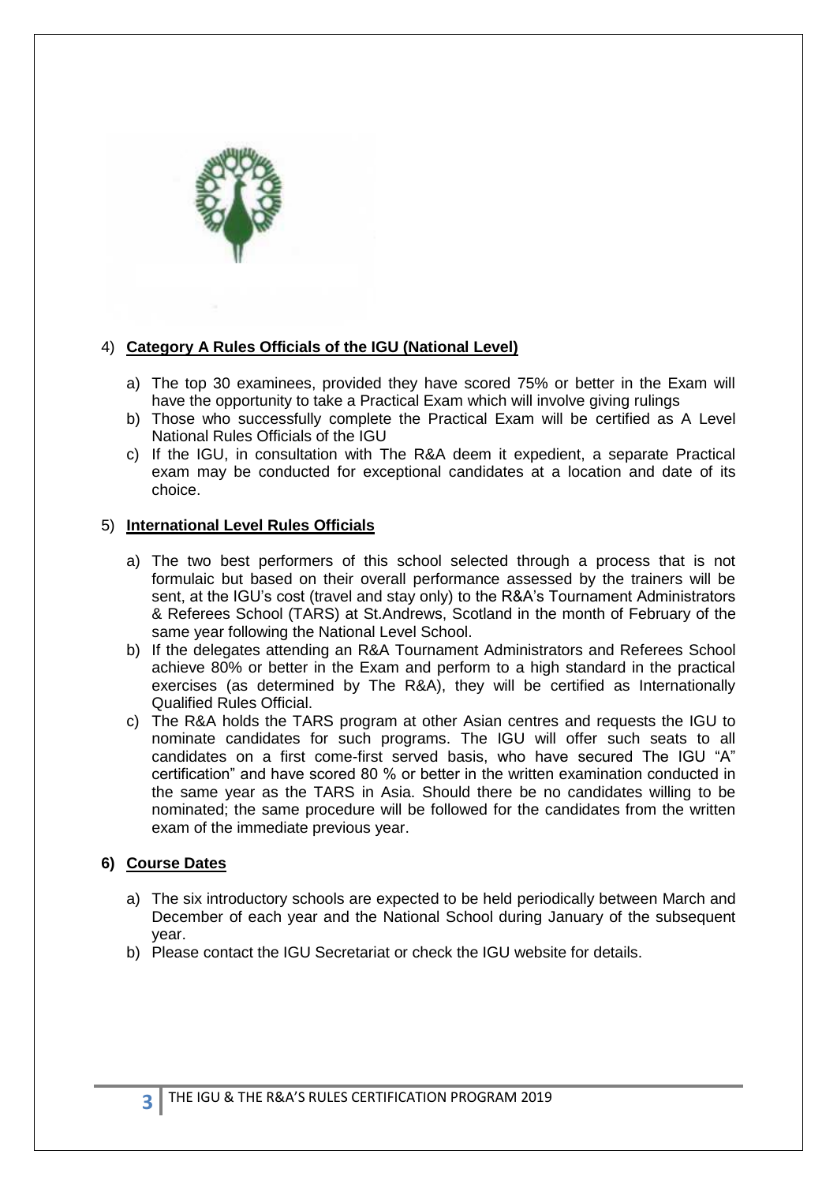4) **Category A Rules Officials of the IGU (National Level)**

   a) The top 30 examinees, provided they have scored 75% or better in the Exam will have the opportunity to take a Practical Exam which will involve giving rulings
   b) Those who successfully complete the Practical Exam will be certified as A Level National Rules Officials of the IGU
   c) If the IGU, in consultation with The R&A deem it expedient, a separate Practical exam may be conducted for exceptional candidates at a location and date of its choice.

5) **International Level Rules Officials**

   a) The two best performers of this school selected through a process that is not formulaic but based on their overall performance assessed by the trainers will be sent, at the IGU's cost (travel and stay only) to the R&A's Tournament Administrators & Referees School (TARS) at St.Andrews, Scotland in the month of February of the same year following the National Level School.
   b) If the delegates attending an R&A Tournament Administrators and Referees School achieve 80% or better in the Exam and perform to a high standard in the practical exercises (as determined by The R&A), they will be certified as Internationally Qualified Rules Official.
   c) The R&A holds the TARS program at other Asian centres and requests the IGU to nominate candidates for such programs. The IGU will offer such seats to all candidates on a first come-first served basis, who have secured The IGU "A" certification" and have scored 80 % or better in the written examination conducted in the same year as the TARS in Asia. Should there be no candidates willing to be nominated; the same procedure will be followed for the candidates from the written exam of the immediate previous year.

**6) Course Dates**

   a) The six introductory schools are expected to be held periodically between March and December of each year and the National School during January of the subsequent year.
   b) Please contact the IGU Secretariat or check the IGU website for details.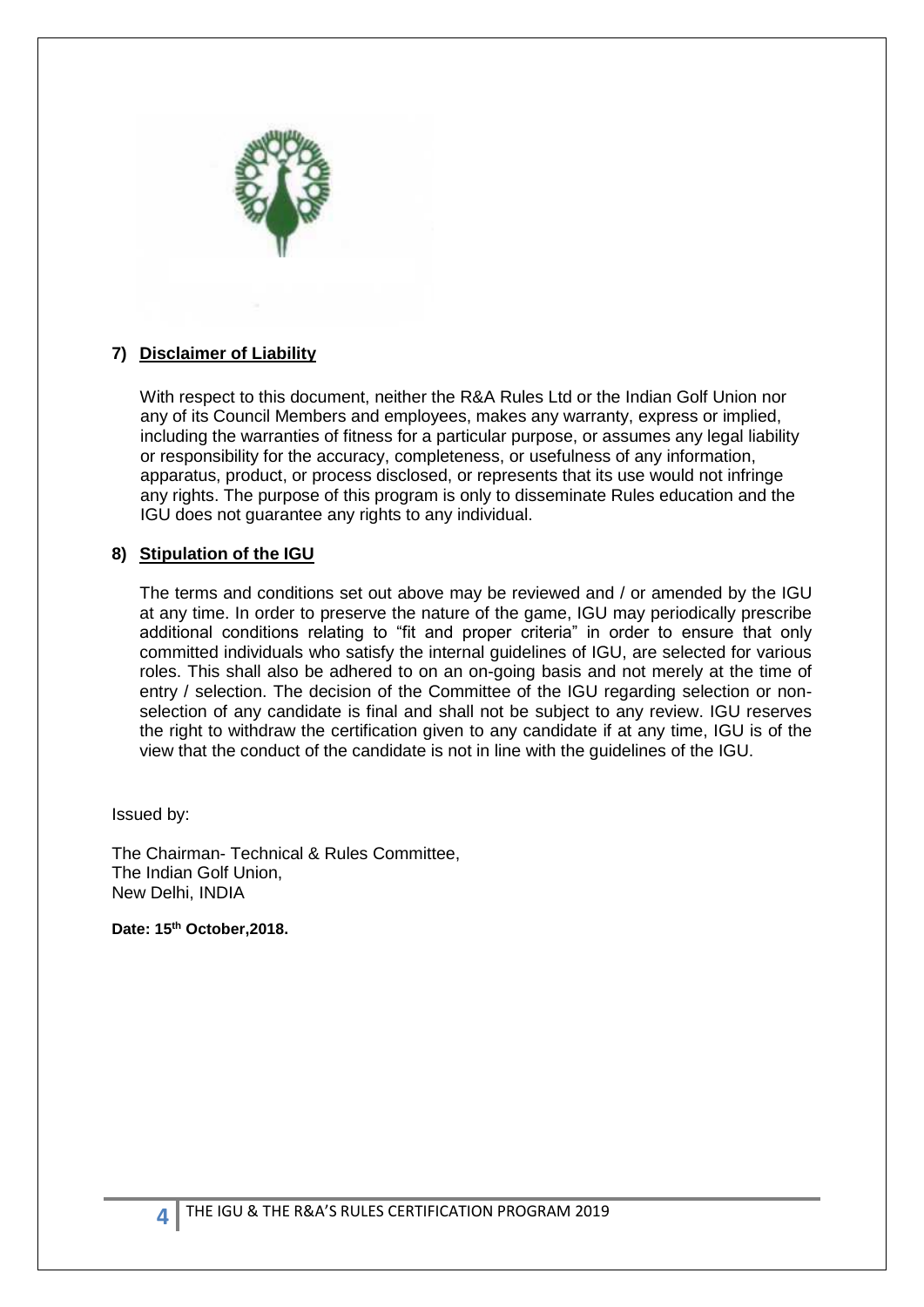## 7) Disclaimer of Liability

With respect to this document, neither the R&A Rules Ltd or the Indian Golf Union nor any of its Council Members and employees, makes any warranty, express or implied, including the warranties of fitness for a particular purpose, or assumes any legal liability or responsibility for the accuracy, completeness, or usefulness of any information, apparatus, product, or process disclosed, or represents that its use would not infringe any rights. The purpose of this program is only to disseminate Rules education and the IGU does not guarantee any rights to any individual.

## 8) Stipulation of the IGU

The terms and conditions set out above may be reviewed and / or amended by the IGU at any time. In order to preserve the nature of the game, IGU may periodically prescribe additional conditions relating to "fit and proper criteria" in order to ensure that only committed individuals who satisfy the internal guidelines of IGU, are selected for various roles. This shall also be adhered to on an on-going basis and not merely at the time of entry / selection. The decision of the Committee of the IGU regarding selection or non-selection of any candidate is final and shall not be subject to any review. IGU reserves the right to withdraw the certification given to any candidate if at any time, IGU is of the view that the conduct of the candidate is not in line with the guidelines of the IGU.

Issued by:

The Chairman- Technical & Rules Committee,
The Indian Golf Union,
New Delhi, INDIA

**Date: 15th October,2018.**